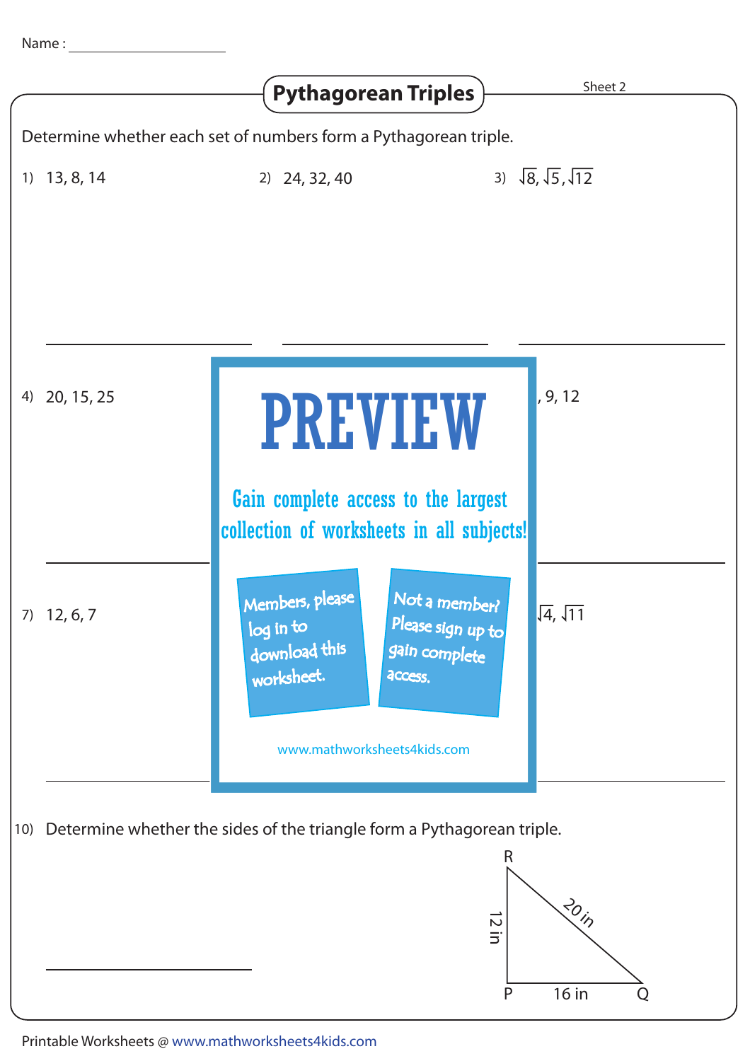Name : ____________________

# Pythagorean Triples

Sheet 2

Determine whether each set of numbers form a Pythagorean triple.

1) 13, 8, 14

2) 24, 32, 40

3) $\sqrt{8}, \sqrt{5}, \sqrt{12}$

4) 20, 15, 25

, 9, 12

# PREVIEW

Gain complete access to the largest collection of worksheets in all subjects!

Members, please log in to download this worksheet.

Not a member? Please sign up to gain complete access.

www.mathworksheets4kids.com

7) 12, 6, 7

$\sqrt{4}, \sqrt{11}$

10) Determine whether the sides of the triangle form a Pythagorean triple.

Triangle PQR: PR = 12 in, PQ = 16 in, RQ = 20 in

Printable Worksheets @ www.mathworksheets4kids.com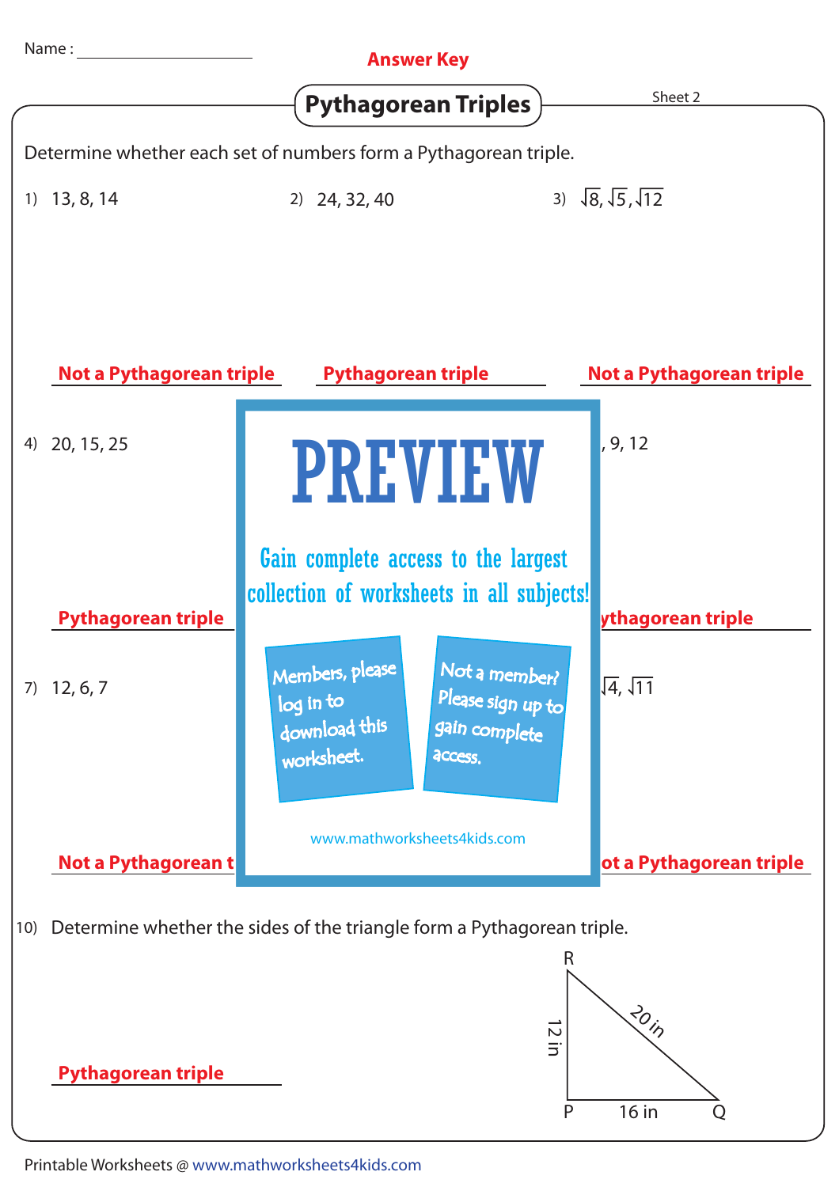Name : ____________________

**Answer Key**

# Pythagorean Triples

Sheet 2

Determine whether each set of numbers form a Pythagorean triple.

1) 13, 8, 14

**Not a Pythagorean triple**

2) 24, 32, 40

**Pythagorean triple**

3) $\sqrt{8}, \sqrt{5}, \sqrt{12}$

**Not a Pythagorean triple**

4) 20, 15, 25

**Pythagorean triple**

, 9, 12

**ythagorean triple**

7) 12, 6, 7

**Not a Pythagorean t**

$\sqrt{4}, \sqrt{11}$

**ot a Pythagorean triple**

PREVIEW

Gain complete access to the largest collection of worksheets in all subjects!

Members, please log in to download this worksheet.

Not a member? Please sign up to gain complete access.

www.mathworksheets4kids.com

10) Determine whether the sides of the triangle form a Pythagorean triple.

R

12 in

20 in

P

16 in

Q

**Pythagorean triple**

Printable Worksheets @ www.mathworksheets4kids.com